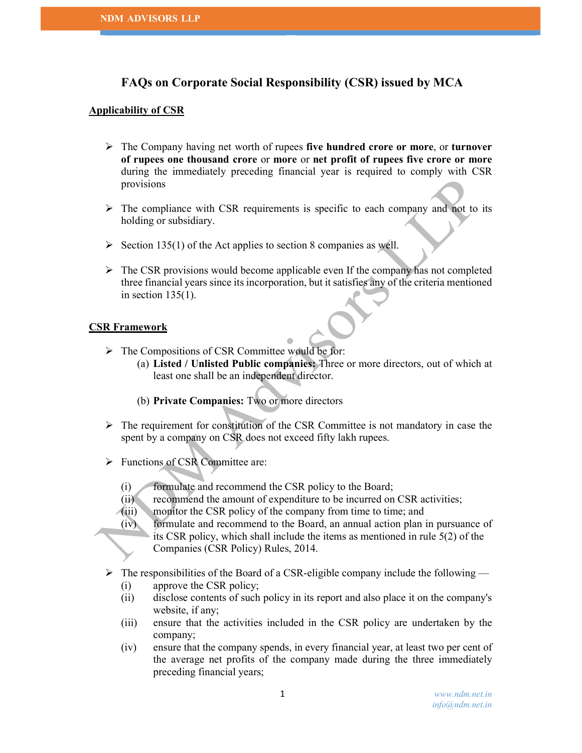# FAQs on Corporate Social Responsibility (CSR) issued by MCA

## Applicability of CSR

- The Company having net worth of rupees **five hundred crore or more**, or **turnover of rupees one thousand crore** or **more** or **net profit of rupees five crore or more** during the immediately preceding financial year is required to comply with CSR provisions

- The compliance with CSR requirements is specific to each company and not to its holding or subsidiary.

- Section 135(1) of the Act applies to section 8 companies as well.

- The CSR provisions would become applicable even If the company has not completed three financial years since its incorporation, but it satisfies any of the criteria mentioned in section 135(1).

## CSR Framework

- The Compositions of CSR Committee would be for:
  (a) **Listed / Unlisted Public companies:** Three or more directors, out of which at least one shall be an independent director.

  (b) **Private Companies:** Two or more directors

- The requirement for constitution of the CSR Committee is not mandatory in case the spent by a company on CSR does not exceed fifty lakh rupees.

- Functions of CSR Committee are:

  (i) formulate and recommend the CSR policy to the Board;
  (ii) recommend the amount of expenditure to be incurred on CSR activities;
  (iii) monitor the CSR policy of the company from time to time; and
  (iv) formulate and recommend to the Board, an annual action plan in pursuance of its CSR policy, which shall include the items as mentioned in rule 5(2) of the Companies (CSR Policy) Rules, 2014.

- The responsibilities of the Board of a CSR-eligible company include the following —
  (i) approve the CSR policy;
  (ii) disclose contents of such policy in its report and also place it on the company's website, if any;
  (iii) ensure that the activities included in the CSR policy are undertaken by the company;
  (iv) ensure that the company spends, in every financial year, at least two per cent of the average net profits of the company made during the three immediately preceding financial years;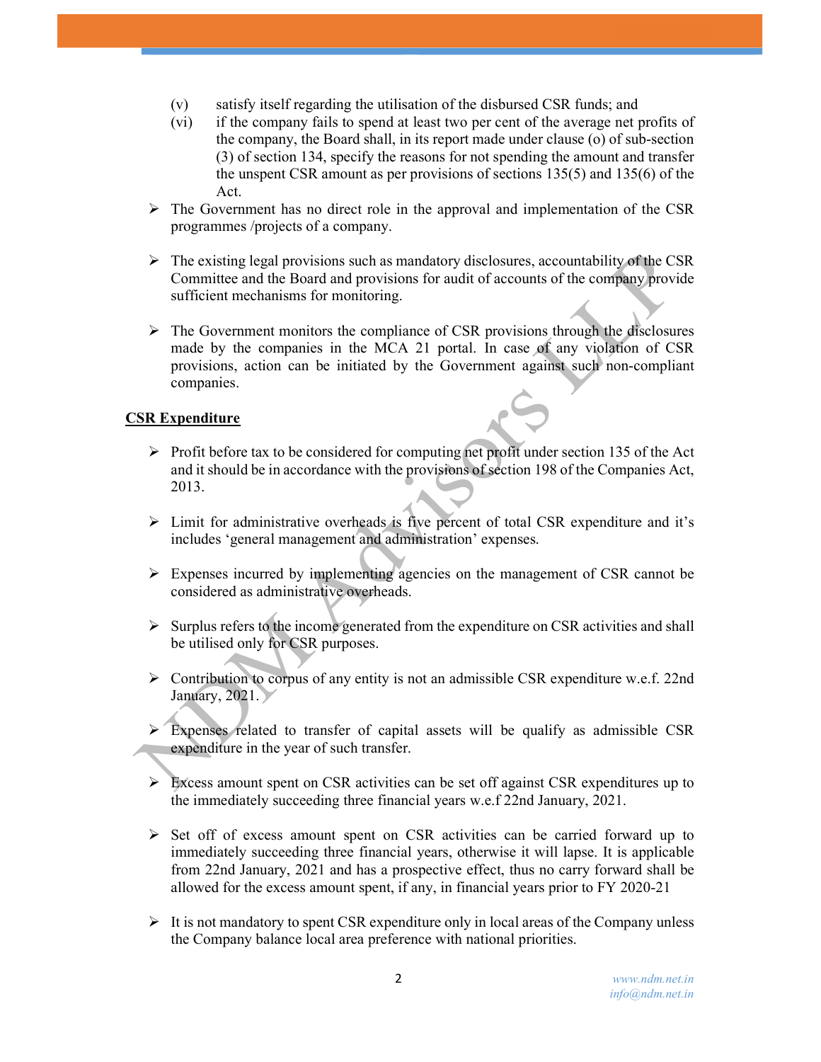(v) satisfy itself regarding the utilisation of the disbursed CSR funds; and

(vi) if the company fails to spend at least two per cent of the average net profits of the company, the Board shall, in its report made under clause (o) of sub-section (3) of section 134, specify the reasons for not spending the amount and transfer the unspent CSR amount as per provisions of sections 135(5) and 135(6) of the Act.

- The Government has no direct role in the approval and implementation of the CSR programmes /projects of a company.

- The existing legal provisions such as mandatory disclosures, accountability of the CSR Committee and the Board and provisions for audit of accounts of the company provide sufficient mechanisms for monitoring.

- The Government monitors the compliance of CSR provisions through the disclosures made by the companies in the MCA 21 portal. In case of any violation of CSR provisions, action can be initiated by the Government against such non-compliant companies.

**CSR Expenditure**

- Profit before tax to be considered for computing net profit under section 135 of the Act and it should be in accordance with the provisions of section 198 of the Companies Act, 2013.

- Limit for administrative overheads is five percent of total CSR expenditure and it's includes 'general management and administration' expenses.

- Expenses incurred by implementing agencies on the management of CSR cannot be considered as administrative overheads.

- Surplus refers to the income generated from the expenditure on CSR activities and shall be utilised only for CSR purposes.

- Contribution to corpus of any entity is not an admissible CSR expenditure w.e.f. 22nd January, 2021.

- Expenses related to transfer of capital assets will be qualify as admissible CSR expenditure in the year of such transfer.

- Excess amount spent on CSR activities can be set off against CSR expenditures up to the immediately succeeding three financial years w.e.f 22nd January, 2021.

- Set off of excess amount spent on CSR activities can be carried forward up to immediately succeeding three financial years, otherwise it will lapse. It is applicable from 22nd January, 2021 and has a prospective effect, thus no carry forward shall be allowed for the excess amount spent, if any, in financial years prior to FY 2020-21

- It is not mandatory to spent CSR expenditure only in local areas of the Company unless the Company balance local area preference with national priorities.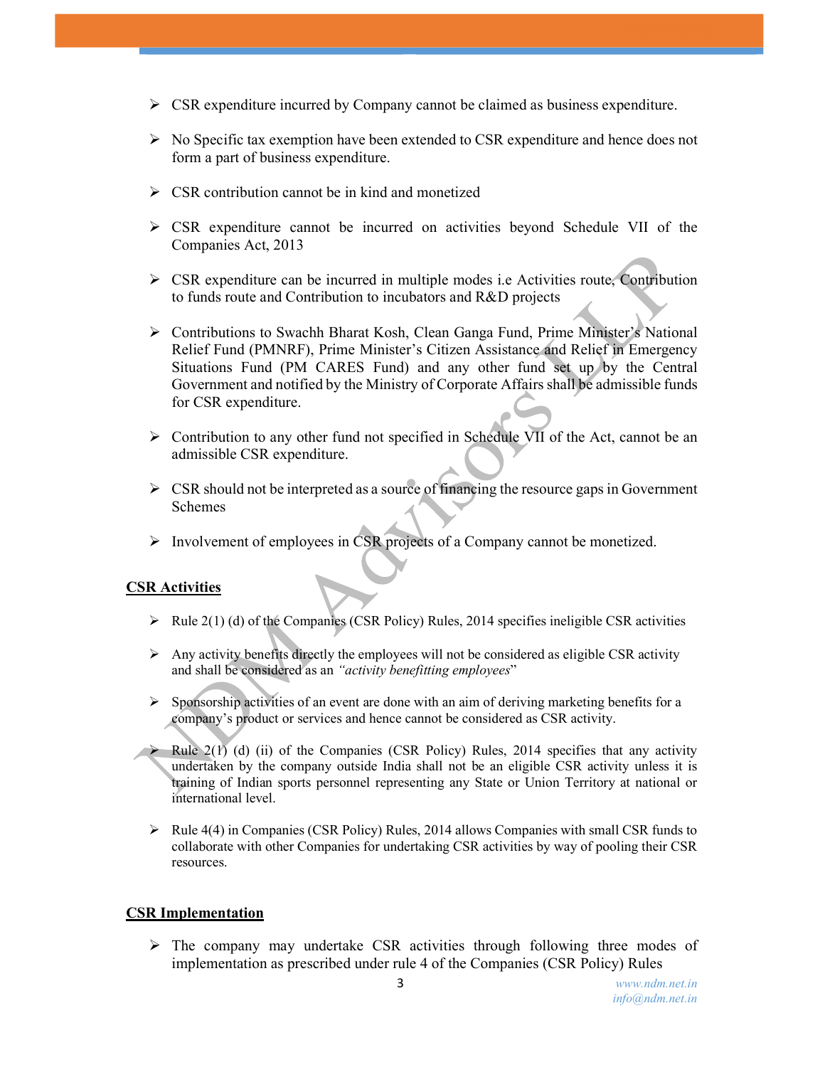- CSR expenditure incurred by Company cannot be claimed as business expenditure.

- No Specific tax exemption have been extended to CSR expenditure and hence does not form a part of business expenditure.

- CSR contribution cannot be in kind and monetized

- CSR expenditure cannot be incurred on activities beyond Schedule VII of the Companies Act, 2013

- CSR expenditure can be incurred in multiple modes i.e Activities route, Contribution to funds route and Contribution to incubators and R&D projects

- Contributions to Swachh Bharat Kosh, Clean Ganga Fund, Prime Minister's National Relief Fund (PMNRF), Prime Minister's Citizen Assistance and Relief in Emergency Situations Fund (PM CARES Fund) and any other fund set up by the Central Government and notified by the Ministry of Corporate Affairs shall be admissible funds for CSR expenditure.

- Contribution to any other fund not specified in Schedule VII of the Act, cannot be an admissible CSR expenditure.

- CSR should not be interpreted as a source of financing the resource gaps in Government Schemes

- Involvement of employees in CSR projects of a Company cannot be monetized.

**CSR Activities**

- Rule 2(1) (d) of the Companies (CSR Policy) Rules, 2014 specifies ineligible CSR activities

- Any activity benefits directly the employees will not be considered as eligible CSR activity and shall be considered as an *"activity benefitting employees*"

- Sponsorship activities of an event are done with an aim of deriving marketing benefits for a company's product or services and hence cannot be considered as CSR activity.

- Rule 2(1) (d) (ii) of the Companies (CSR Policy) Rules, 2014 specifies that any activity undertaken by the company outside India shall not be an eligible CSR activity unless it is training of Indian sports personnel representing any State or Union Territory at national or international level.

- Rule 4(4) in Companies (CSR Policy) Rules, 2014 allows Companies with small CSR funds to collaborate with other Companies for undertaking CSR activities by way of pooling their CSR resources.

**CSR Implementation**

- The company may undertake CSR activities through following three modes of implementation as prescribed under rule 4 of the Companies (CSR Policy) Rules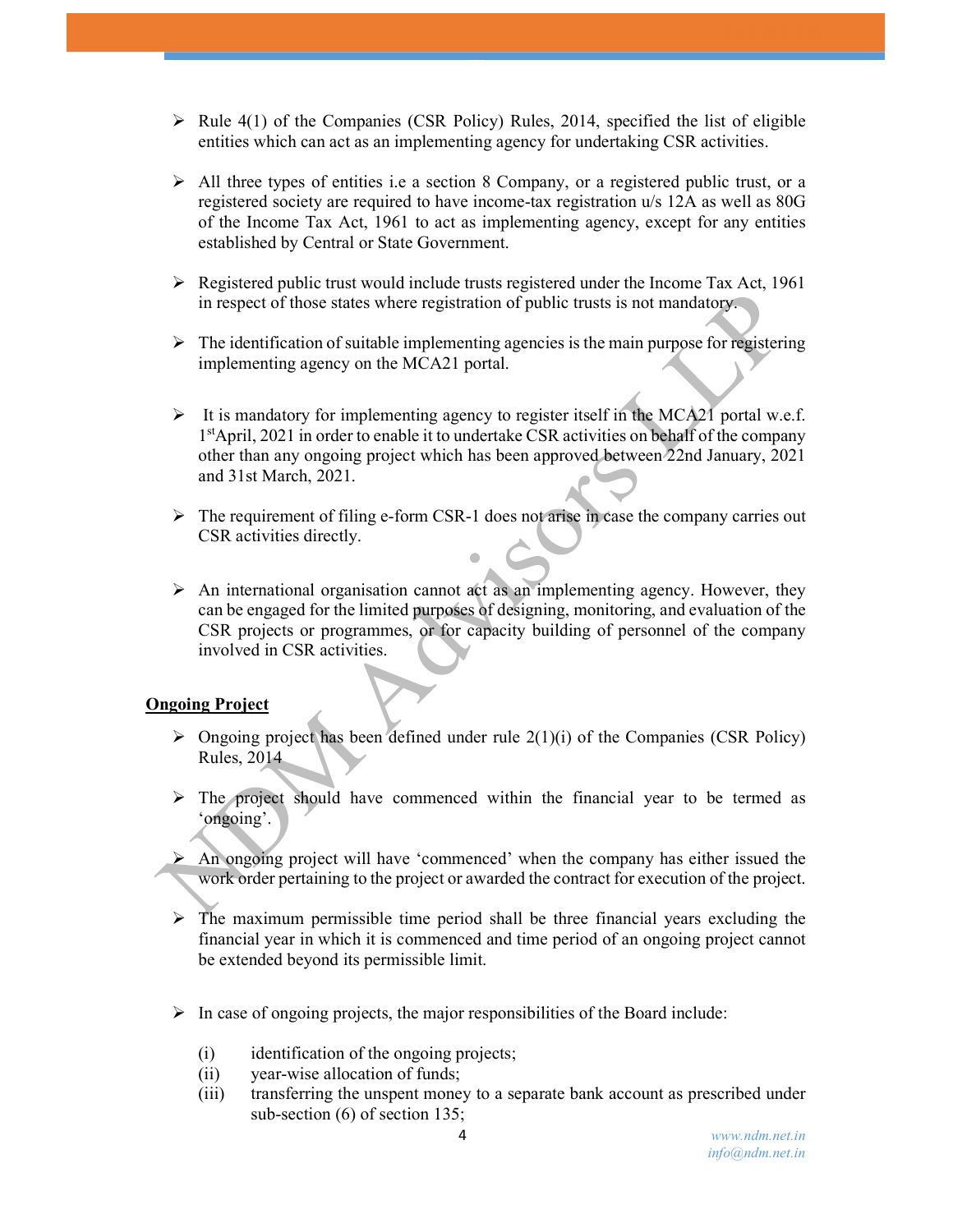- Rule 4(1) of the Companies (CSR Policy) Rules, 2014, specified the list of eligible entities which can act as an implementing agency for undertaking CSR activities.

- All three types of entities i.e a section 8 Company, or a registered public trust, or a registered society are required to have income-tax registration u/s 12A as well as 80G of the Income Tax Act, 1961 to act as implementing agency, except for any entities established by Central or State Government.

- Registered public trust would include trusts registered under the Income Tax Act, 1961 in respect of those states where registration of public trusts is not mandatory.

- The identification of suitable implementing agencies is the main purpose for registering implementing agency on the MCA21 portal.

- It is mandatory for implementing agency to register itself in the MCA21 portal w.e.f. 1st April, 2021 in order to enable it to undertake CSR activities on behalf of the company other than any ongoing project which has been approved between 22nd January, 2021 and 31st March, 2021.

- The requirement of filing e-form CSR-1 does not arise in case the company carries out CSR activities directly.

- An international organisation cannot act as an implementing agency. However, they can be engaged for the limited purposes of designing, monitoring, and evaluation of the CSR projects or programmes, or for capacity building of personnel of the company involved in CSR activities.

**Ongoing Project**

- Ongoing project has been defined under rule 2(1)(i) of the Companies (CSR Policy) Rules, 2014

- The project should have commenced within the financial year to be termed as 'ongoing'.

- An ongoing project will have 'commenced' when the company has either issued the work order pertaining to the project or awarded the contract for execution of the project.

- The maximum permissible time period shall be three financial years excluding the financial year in which it is commenced and time period of an ongoing project cannot be extended beyond its permissible limit.

- In case of ongoing projects, the major responsibilities of the Board include:

  (i) identification of the ongoing projects;
  (ii) year-wise allocation of funds;
  (iii) transferring the unspent money to a separate bank account as prescribed under sub-section (6) of section 135;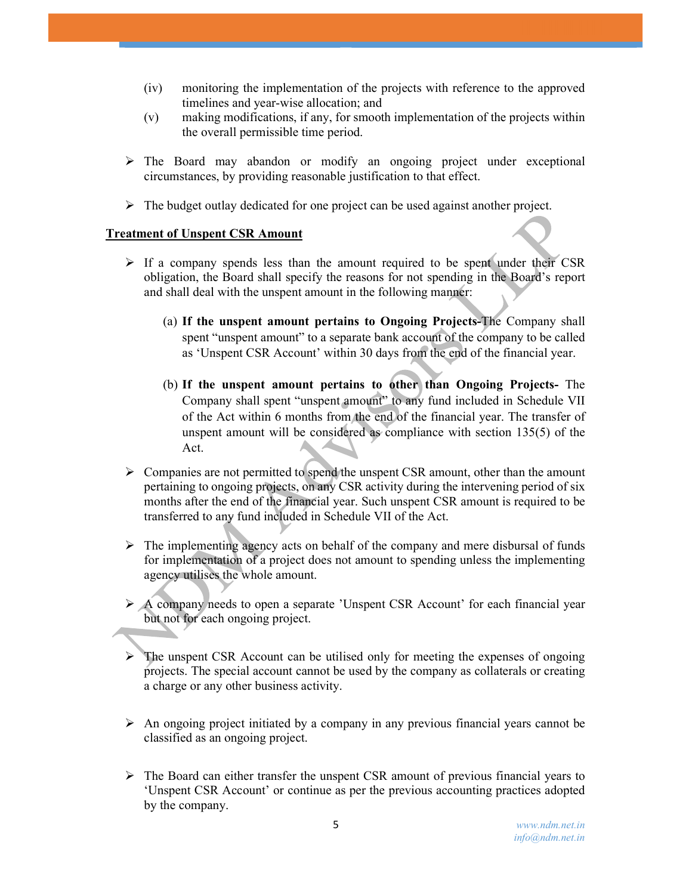(iv) monitoring the implementation of the projects with reference to the approved timelines and year-wise allocation; and

(v) making modifications, if any, for smooth implementation of the projects within the overall permissible time period.

- The Board may abandon or modify an ongoing project under exceptional circumstances, by providing reasonable justification to that effect.

- The budget outlay dedicated for one project can be used against another project.

**Treatment of Unspent CSR Amount**

- If a company spends less than the amount required to be spent under their CSR obligation, the Board shall specify the reasons for not spending in the Board's report and shall deal with the unspent amount in the following manner:

  (a) **If the unspent amount pertains to Ongoing Projects-**The Company shall spent "unspent amount" to a separate bank account of the company to be called as 'Unspent CSR Account' within 30 days from the end of the financial year.

  (b) **If the unspent amount pertains to other than Ongoing Projects-** The Company shall spent "unspent amount" to any fund included in Schedule VII of the Act within 6 months from the end of the financial year. The transfer of unspent amount will be considered as compliance with section 135(5) of the Act.

- Companies are not permitted to spend the unspent CSR amount, other than the amount pertaining to ongoing projects, on any CSR activity during the intervening period of six months after the end of the financial year. Such unspent CSR amount is required to be transferred to any fund included in Schedule VII of the Act.

- The implementing agency acts on behalf of the company and mere disbursal of funds for implementation of a project does not amount to spending unless the implementing agency utilises the whole amount.

- A company needs to open a separate 'Unspent CSR Account' for each financial year but not for each ongoing project.

- The unspent CSR Account can be utilised only for meeting the expenses of ongoing projects. The special account cannot be used by the company as collaterals or creating a charge or any other business activity.

- An ongoing project initiated by a company in any previous financial years cannot be classified as an ongoing project.

- The Board can either transfer the unspent CSR amount of previous financial years to 'Unspent CSR Account' or continue as per the previous accounting practices adopted by the company.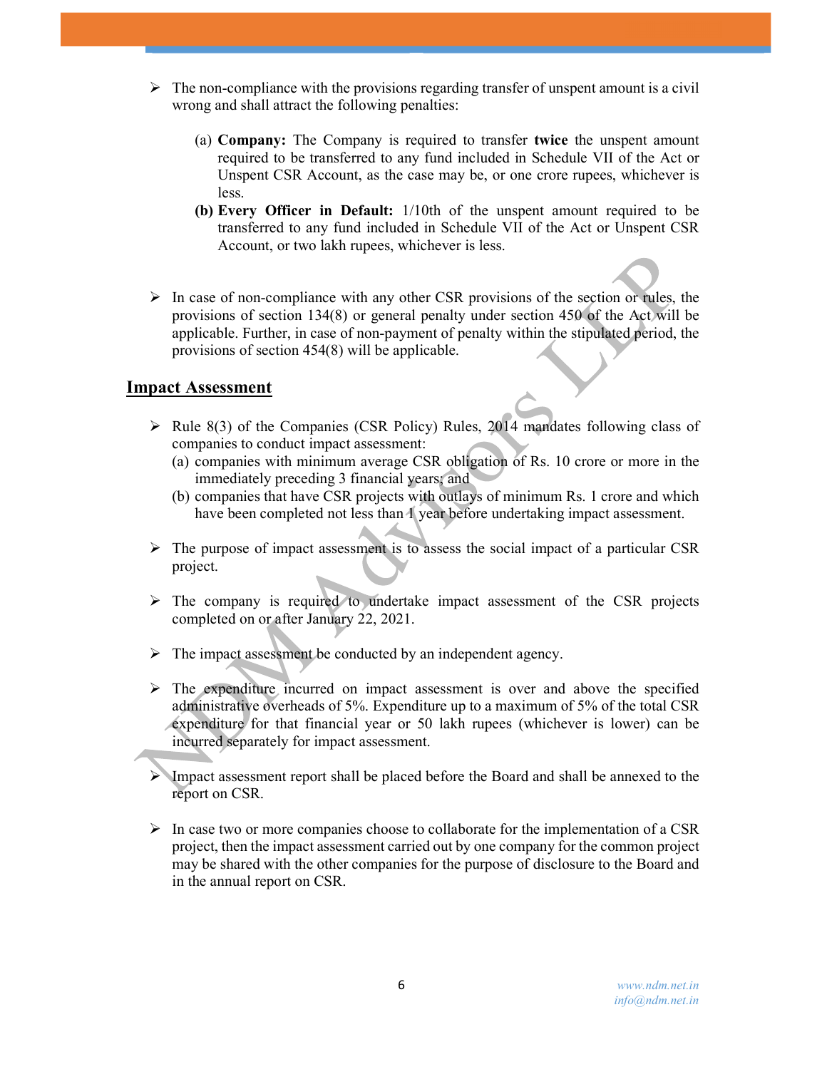- The non-compliance with the provisions regarding transfer of unspent amount is a civil wrong and shall attract the following penalties:

    (a) **Company:** The Company is required to transfer **twice** the unspent amount required to be transferred to any fund included in Schedule VII of the Act or Unspent CSR Account, as the case may be, or one crore rupees, whichever is less.

    **(b) Every Officer in Default:** 1/10th of the unspent amount required to be transferred to any fund included in Schedule VII of the Act or Unspent CSR Account, or two lakh rupees, whichever is less.

- In case of non-compliance with any other CSR provisions of the section or rules, the provisions of section 134(8) or general penalty under section 450 of the Act will be applicable. Further, in case of non-payment of penalty within the stipulated period, the provisions of section 454(8) will be applicable.

## Impact Assessment

- Rule 8(3) of the Companies (CSR Policy) Rules, 2014 mandates following class of companies to conduct impact assessment:
    (a) companies with minimum average CSR obligation of Rs. 10 crore or more in the immediately preceding 3 financial years; and
    (b) companies that have CSR projects with outlays of minimum Rs. 1 crore and which have been completed not less than 1 year before undertaking impact assessment.

- The purpose of impact assessment is to assess the social impact of a particular CSR project.

- The company is required to undertake impact assessment of the CSR projects completed on or after January 22, 2021.

- The impact assessment be conducted by an independent agency.

- The expenditure incurred on impact assessment is over and above the specified administrative overheads of 5%. Expenditure up to a maximum of 5% of the total CSR expenditure for that financial year or 50 lakh rupees (whichever is lower) can be incurred separately for impact assessment.

- Impact assessment report shall be placed before the Board and shall be annexed to the report on CSR.

- In case two or more companies choose to collaborate for the implementation of a CSR project, then the impact assessment carried out by one company for the common project may be shared with the other companies for the purpose of disclosure to the Board and in the annual report on CSR.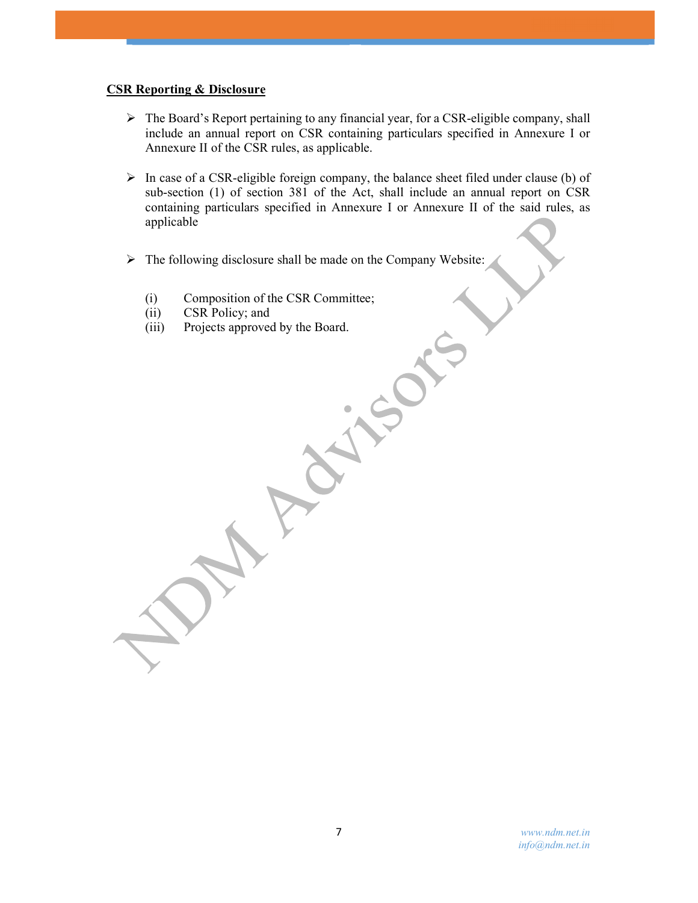**CSR Reporting & Disclosure**

- The Board's Report pertaining to any financial year, for a CSR-eligible company, shall include an annual report on CSR containing particulars specified in Annexure I or Annexure II of the CSR rules, as applicable.

- In case of a CSR-eligible foreign company, the balance sheet filed under clause (b) of sub-section (1) of section 381 of the Act, shall include an annual report on CSR containing particulars specified in Annexure I or Annexure II of the said rules, as applicable

- The following disclosure shall be made on the Company Website:

  (i) Composition of the CSR Committee;
  (ii) CSR Policy; and
  (iii) Projects approved by the Board.